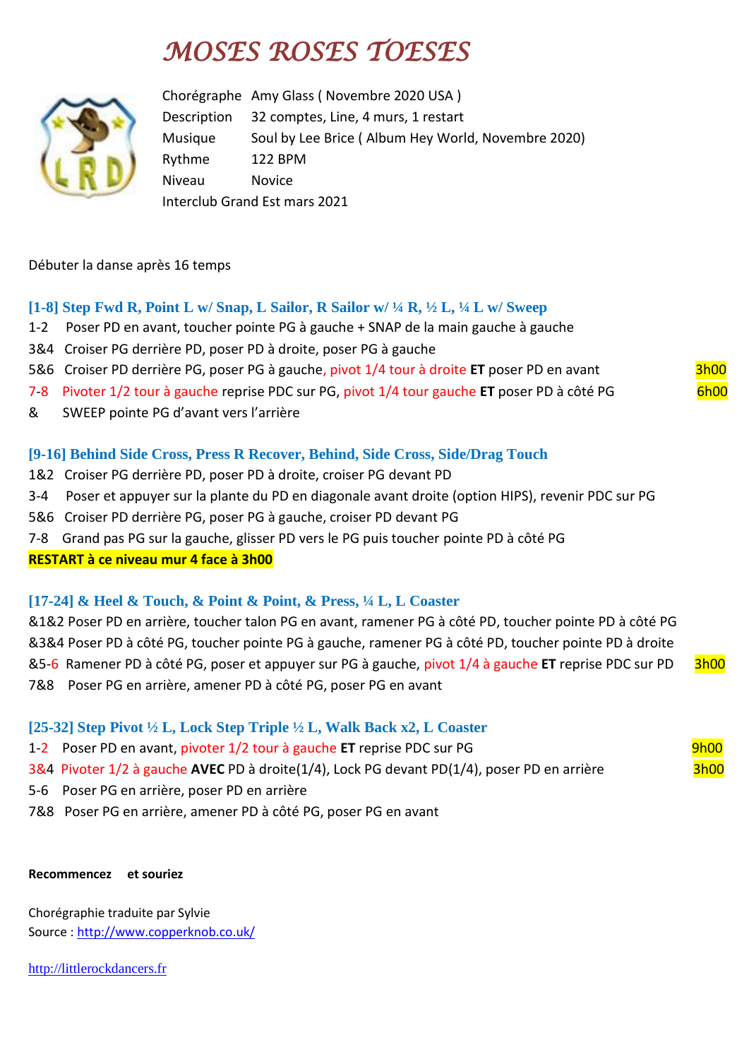# MOSES ROSES TOESES

| | |
|---|---|
| Chorégraphe | Amy Glass ( Novembre 2020 USA ) |
| Description | 32 comptes, Line, 4 murs, 1 restart |
| Musique | Soul by Lee Brice ( Album Hey World, Novembre 2020) |
| Rythme | 122 BPM |
| Niveau | Novice |

Interclub Grand Est mars 2021

Débuter la danse après 16 temps

### [1-8] Step Fwd R, Point L w/ Snap, L Sailor, R Sailor w/ ¼ R, ½ L, ¼ L w/ Sweep

1-2 Poser PD en avant, toucher pointe PG à gauche + SNAP de la main gauche à gauche
3&4 Croiser PG derrière PD, poser PD à droite, poser PG à gauche
5&6 Croiser PD derrière PG, poser PG à gauche, pivot 1/4 tour à droite **ET** poser PD en avant — 3h00
7-8 Pivoter 1/2 tour à gauche reprise PDC sur PG, pivot 1/4 tour gauche **ET** poser PD à côté PG — 6h00
& SWEEP pointe PG d'avant vers l'arrière

### [9-16] Behind Side Cross, Press R Recover, Behind, Side Cross, Side/Drag Touch

1&2 Croiser PG derrière PD, poser PD à droite, croiser PG devant PD
3-4 Poser et appuyer sur la plante du PD en diagonale avant droite (option HIPS), revenir PDC sur PG
5&6 Croiser PD derrière PG, poser PG à gauche, croiser PD devant PG
7-8 Grand pas PG sur la gauche, glisser PD vers le PG puis toucher pointe PD à côté PG

**RESTART à ce niveau mur 4 face à 3h00**

### [17-24] & Heel & Touch, & Point & Point, & Press, ¼ L, L Coaster

&1&2 Poser PD en arrière, toucher talon PG en avant, ramener PG à côté PD, toucher pointe PD à côté PG
&3&4 Poser PD à côté PG, toucher pointe PG à gauche, ramener PG à côté PD, toucher pointe PD à droite
&5-6 Ramener PD à côté PG, poser et appuyer sur PG à gauche, pivot 1/4 à gauche **ET** reprise PDC sur PD — 3h00
7&8 Poser PG en arrière, amener PD à côté PG, poser PG en avant

### [25-32] Step Pivot ½ L, Lock Step Triple ½ L, Walk Back x2, L Coaster

1-2 Poser PD en avant, pivoter 1/2 tour à gauche **ET** reprise PDC sur PG — 9h00
3&4 Pivoter 1/2 à gauche **AVEC** PD à droite(1/4), Lock PG devant PD(1/4), poser PD en arrière — 3h00
5-6 Poser PG en arrière, poser PD en arrière
7&8 Poser PG en arrière, amener PD à côté PG, poser PG en avant

**Recommencez et souriez**

Chorégraphie traduite par Sylvie
Source : http://www.copperknob.co.uk/

http://littlerockdancers.fr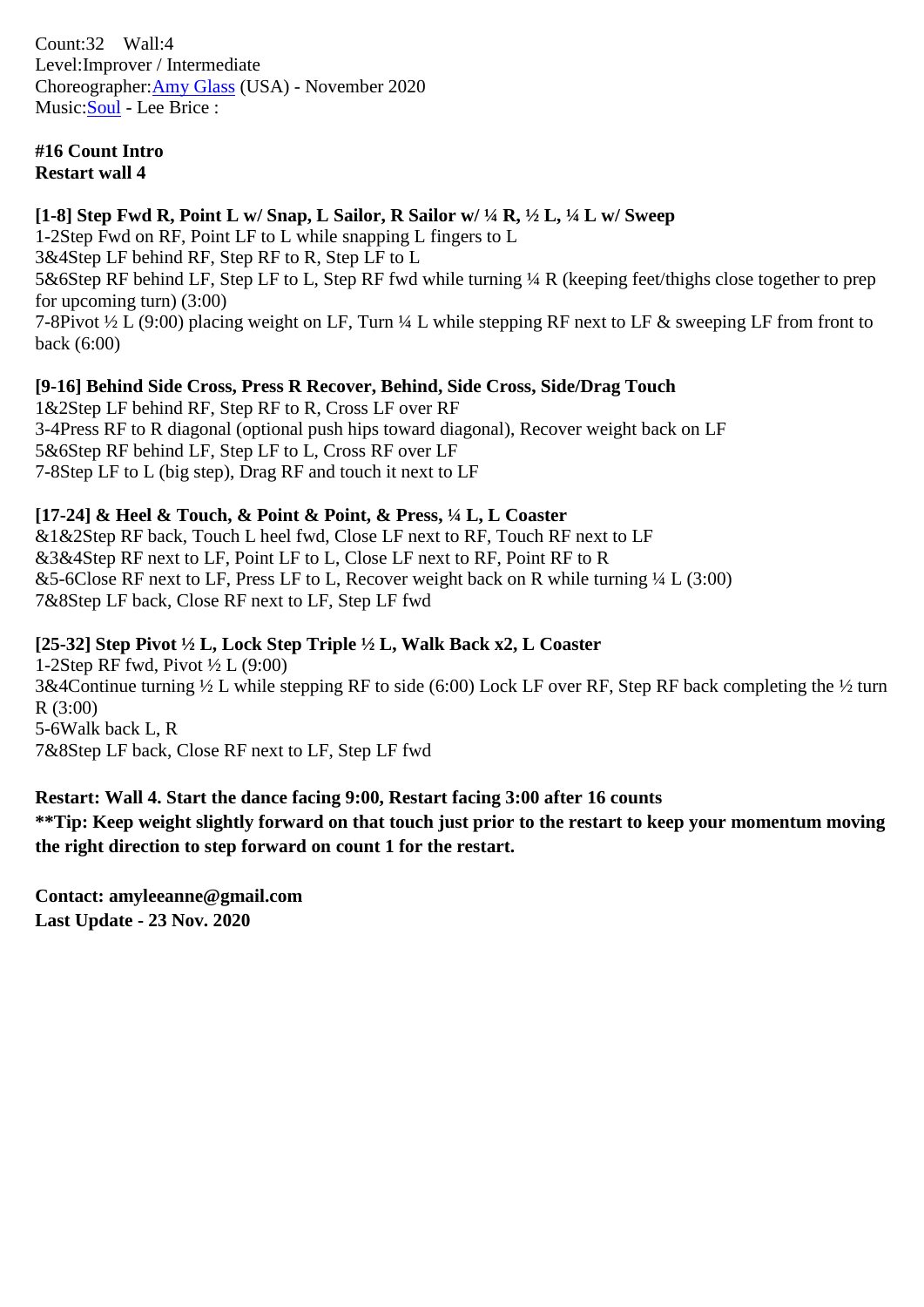Count:32 Wall:4
Level:Improver / Intermediate
Choreographer:Amy Glass (USA) - November 2020
Music:Soul - Lee Brice :

**#16 Count Intro**
**Restart wall 4**

**[1-8] Step Fwd R, Point L w/ Snap, L Sailor, R Sailor w/ ¼ R, ½ L, ¼ L w/ Sweep**
1-2Step Fwd on RF, Point LF to L while snapping L fingers to L
3&4Step LF behind RF, Step RF to R, Step LF to L
5&6Step RF behind LF, Step LF to L, Step RF fwd while turning ¼ R (keeping feet/thighs close together to prep for upcoming turn) (3:00)
7-8Pivot ½ L (9:00) placing weight on LF, Turn ¼ L while stepping RF next to LF & sweeping LF from front to back (6:00)

**[9-16] Behind Side Cross, Press R Recover, Behind, Side Cross, Side/Drag Touch**
1&2Step LF behind RF, Step RF to R, Cross LF over RF
3-4Press RF to R diagonal (optional push hips toward diagonal), Recover weight back on LF
5&6Step RF behind LF, Step LF to L, Cross RF over LF
7-8Step LF to L (big step), Drag RF and touch it next to LF

**[17-24] & Heel & Touch, & Point & Point, & Press, ¼ L, L Coaster**
&1&2Step RF back, Touch L heel fwd, Close LF next to RF, Touch RF next to LF
&3&4Step RF next to LF, Point LF to L, Close LF next to RF, Point RF to R
&5-6Close RF next to LF, Press LF to L, Recover weight back on R while turning ¼ L (3:00)
7&8Step LF back, Close RF next to LF, Step LF fwd

**[25-32] Step Pivot ½ L, Lock Step Triple ½ L, Walk Back x2, L Coaster**
1-2Step RF fwd, Pivot ½ L (9:00)
3&4Continue turning ½ L while stepping RF to side (6:00) Lock LF over RF, Step RF back completing the ½ turn R (3:00)
5-6Walk back L, R
7&8Step LF back, Close RF next to LF, Step LF fwd

**Restart: Wall 4. Start the dance facing 9:00, Restart facing 3:00 after 16 counts**
**\*\*Tip: Keep weight slightly forward on that touch just prior to the restart to keep your momentum moving the right direction to step forward on count 1 for the restart.**

**Contact: amyleeanne@gmail.com**
**Last Update - 23 Nov. 2020**